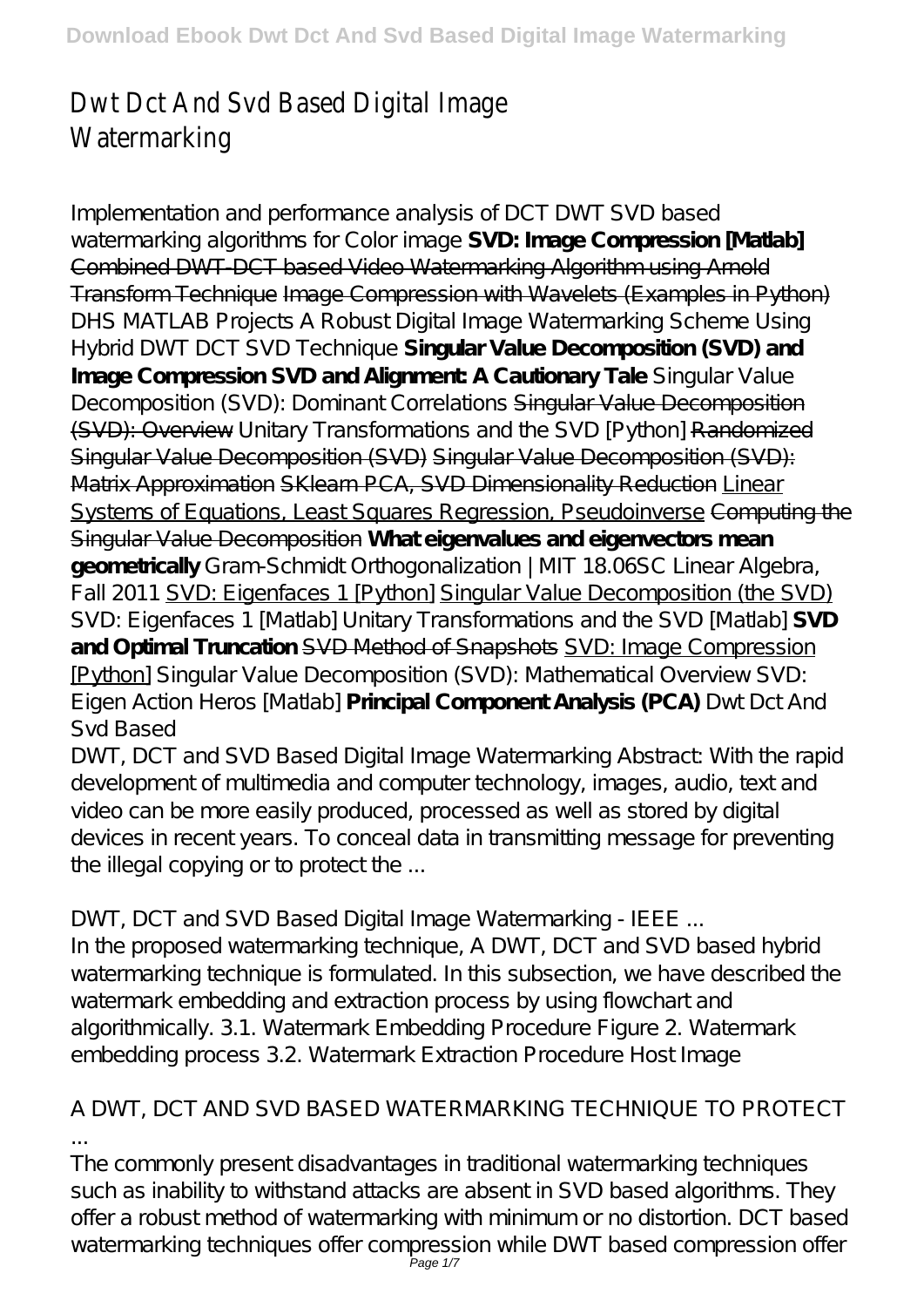# Dwt Dct And Svd Based Digital Image Watermarking

*Implementation and performance analysis of DCT DWT SVD based watermarking algorithms for Color image* **SVD: Image Compression [Matlab]** Combined DWT-DCT based Video Watermarking Algorithm using Arnold Transform Technique Image Compression with Wavelets (Examples in Python) *DHS MATLAB Projects A Robust Digital Image Watermarking Scheme Using Hybrid DWT DCT SVD Technique* **Singular Value Decomposition (SVD) and Image Compression** **SVD and Alignment: A Cautionary Tale** *Singular Value Decomposition (SVD): Dominant Correlations* Singular Value Decomposition (SVD): Overview *Unitary Transformations and the SVD [Python]* Randomized Singular Value Decomposition (SVD) Singular Value Decomposition (SVD): Matrix Approximation SKlearn PCA, SVD Dimensionality Reduction Linear Systems of Equations, Least Squares Regression, Pseudoinverse Computing the Singular Value Decomposition **What eigenvalues and eigenvectors mean geometrically** *Gram-Schmidt Orthogonalization | MIT 18.06SC Linear Algebra, Fall 2011* SVD: Eigenfaces 1 [Python] Singular Value Decomposition (the SVD) *SVD: Eigenfaces 1 [Matlab]* *Unitary Transformations and the SVD [Matlab]* **SVD and Optimal Truncation** SVD Method of Snapshots SVD: Image Compression [Python] *Singular Value Decomposition (SVD): Mathematical Overview* *SVD: Eigen Action Heros [Matlab]* **Principal Component Analysis (PCA)** *Dwt Dct And Svd Based*

DWT, DCT and SVD Based Digital Image Watermarking Abstract: With the rapid development of multimedia and computer technology, images, audio, text and video can be more easily produced, processed as well as stored by digital devices in recent years. To conceal data in transmitting message for preventing the illegal copying or to protect the ...

*DWT, DCT and SVD Based Digital Image Watermarking - IEEE ...*

In the proposed watermarking technique, A DWT, DCT and SVD based hybrid watermarking technique is formulated. In this subsection, we have described the watermark embedding and extraction process by using flowchart and algorithmically. 3.1. Watermark Embedding Procedure Figure 2. Watermark embedding process 3.2. Watermark Extraction Procedure Host Image

*A DWT, DCT AND SVD BASED WATERMARKING TECHNIQUE TO PROTECT ...*

The commonly present disadvantages in traditional watermarking techniques such as inability to withstand attacks are absent in SVD based algorithms. They offer a robust method of watermarking with minimum or no distortion. DCT based watermarking techniques offer compression while DWT based compression offer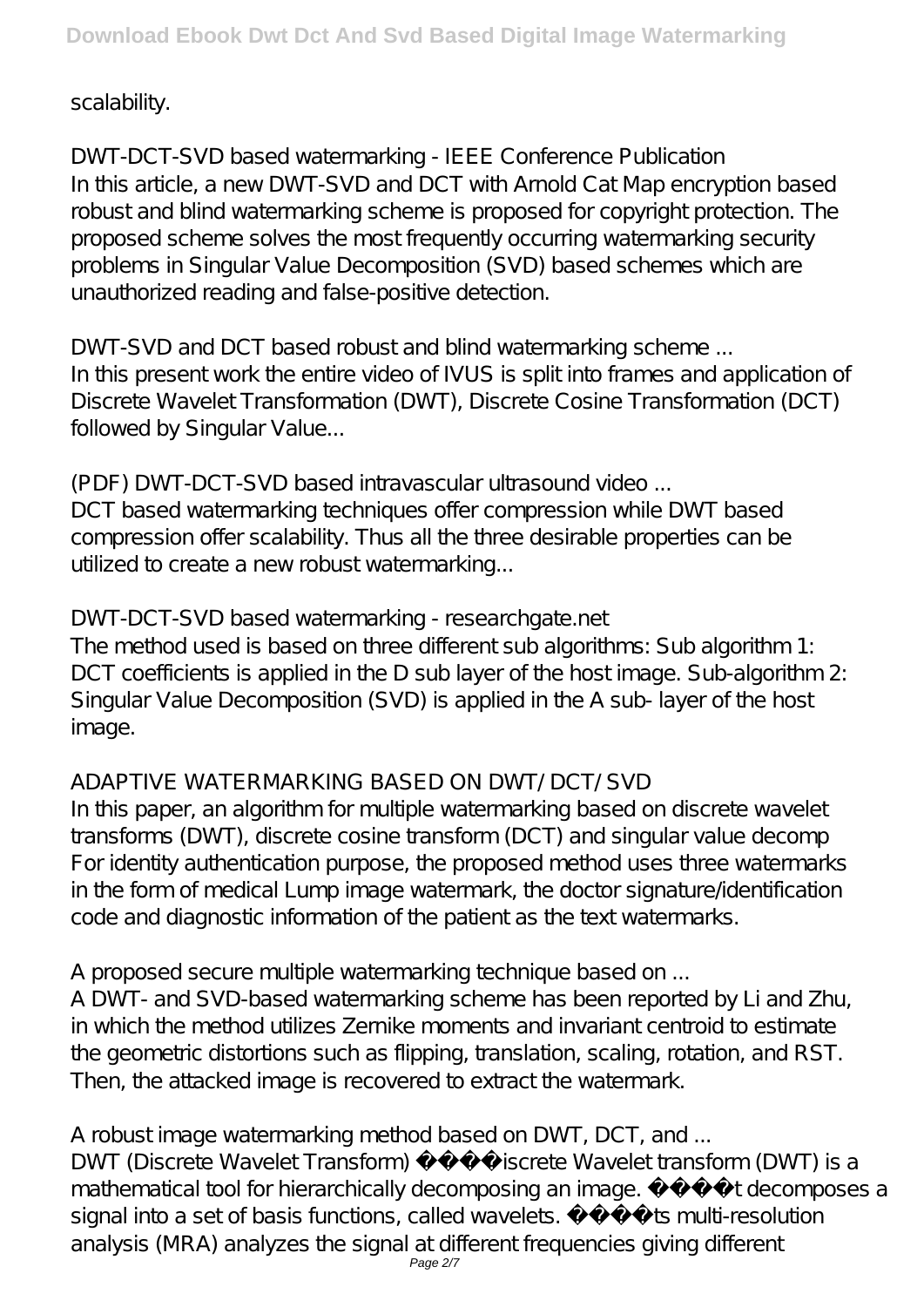scalability.

DWT-DCT-SVD based watermarking - IEEE Conference Publication
In this article, a new DWT-SVD and DCT with Arnold Cat Map encryption based robust and blind watermarking scheme is proposed for copyright protection. The proposed scheme solves the most frequently occurring watermarking security problems in Singular Value Decomposition (SVD) based schemes which are unauthorized reading and false-positive detection.

DWT-SVD and DCT based robust and blind watermarking scheme ...
In this present work the entire video of IVUS is split into frames and application of Discrete Wavelet Transformation (DWT), Discrete Cosine Transformation (DCT) followed by Singular Value...

(PDF) DWT-DCT-SVD based intravascular ultrasound video ...
DCT based watermarking techniques offer compression while DWT based compression offer scalability. Thus all the three desirable properties can be utilized to create a new robust watermarking...

DWT-DCT-SVD based watermarking - researchgate.net
The method used is based on three different sub algorithms: Sub algorithm 1: DCT coefficients is applied in the D sub layer of the host image. Sub-algorithm 2: Singular Value Decomposition (SVD) is applied in the A sub- layer of the host image.

ADAPTIVE WATERMARKING BASED ON DWT/DCT/SVD
In this paper, an algorithm for multiple watermarking based on discrete wavelet transforms (DWT), discrete cosine transform (DCT) and singular value decomp For identity authentication purpose, the proposed method uses three watermarks in the form of medical Lump image watermark, the doctor signature/identification code and diagnostic information of the patient as the text watermarks.

A proposed secure multiple watermarking technique based on ...
A DWT- and SVD-based watermarking scheme has been reported by Li and Zhu, in which the method utilizes Zernike moments and invariant centroid to estimate the geometric distortions such as flipping, translation, scaling, rotation, and RST. Then, the attacked image is recovered to extract the watermark.

A robust image watermarking method based on DWT, DCT, and ...
DWT (Discrete Wavelet Transform) �����iscrete Wavelet transform (DWT) is a mathematical tool for hierarchically decomposing an image. �����t decomposes a signal into a set of basis functions, called wavelets. �����ts multi-resolution analysis (MRA) analyzes the signal at different frequencies giving different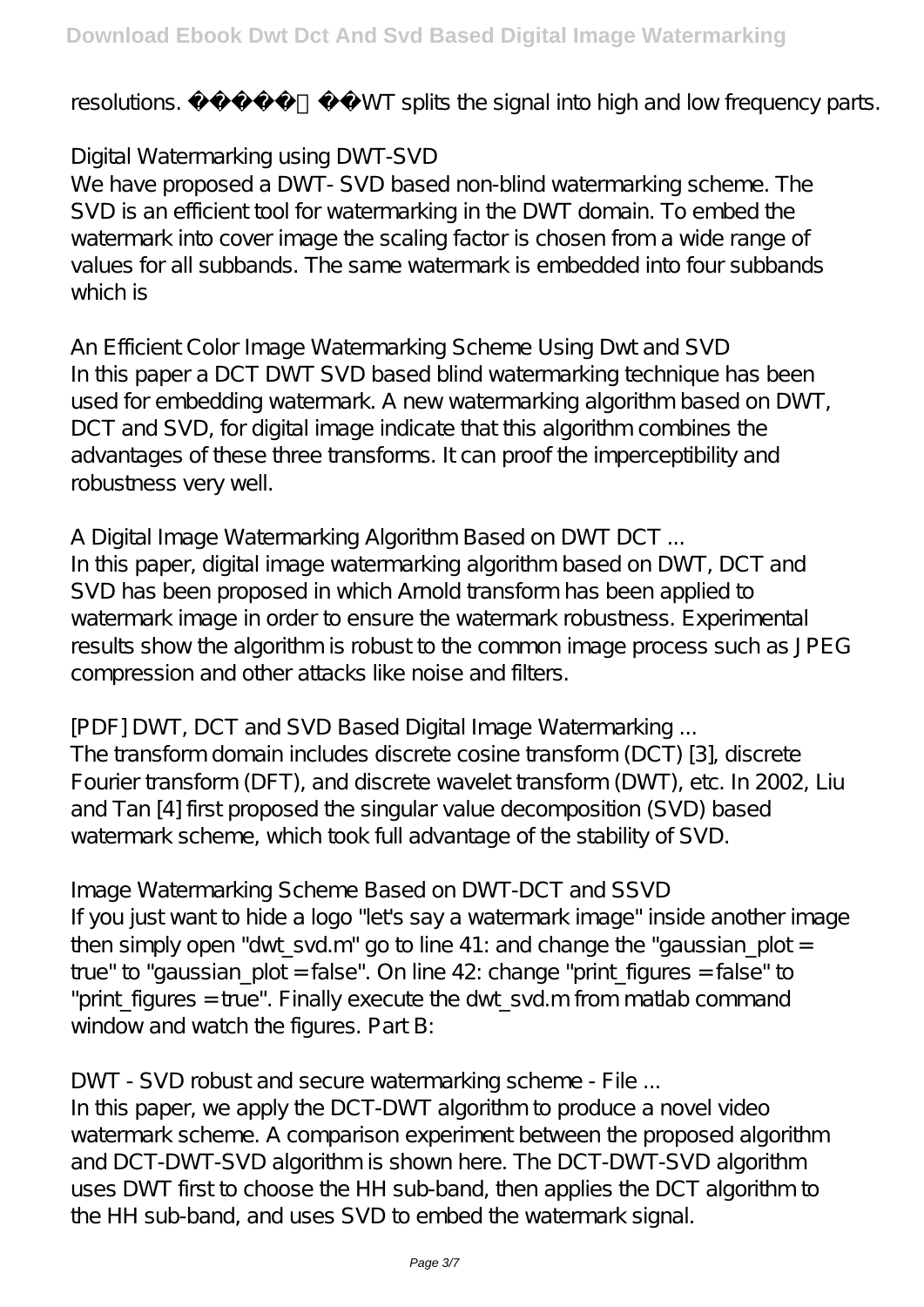resolutions. 􀂃􀂃􀂃􀂃􀂃 DWT splits the signal into high and low frequency parts.

### Digital Watermarking using DWT-SVD

We have proposed a DWT- SVD based non-blind watermarking scheme. The SVD is an efficient tool for watermarking in the DWT domain. To embed the watermark into cover image the scaling factor is chosen from a wide range of values for all subbands. The same watermark is embedded into four subbands which is

### An Efficient Color Image Watermarking Scheme Using Dwt and SVD

In this paper a DCT DWT SVD based blind watermarking technique has been used for embedding watermark. A new watermarking algorithm based on DWT, DCT and SVD, for digital image indicate that this algorithm combines the advantages of these three transforms. It can proof the imperceptibility and robustness very well.

### A Digital Image Watermarking Algorithm Based on DWT DCT ...

In this paper, digital image watermarking algorithm based on DWT, DCT and SVD has been proposed in which Arnold transform has been applied to watermark image in order to ensure the watermark robustness. Experimental results show the algorithm is robust to the common image process such as JPEG compression and other attacks like noise and filters.

### [PDF] DWT, DCT and SVD Based Digital Image Watermarking ...

The transform domain includes discrete cosine transform (DCT) [3], discrete Fourier transform (DFT), and discrete wavelet transform (DWT), etc. In 2002, Liu and Tan [4] first proposed the singular value decomposition (SVD) based watermark scheme, which took full advantage of the stability of SVD.

### Image Watermarking Scheme Based on DWT-DCT and SSVD

If you just want to hide a logo "let's say a watermark image" inside another image then simply open "dwt_svd.m" go to line 41: and change the "gaussian_plot = true" to "gaussian_plot = false". On line 42: change "print_figures = false" to "print_figures = true". Finally execute the dwt_svd.m from matlab command window and watch the figures. Part B:

### DWT - SVD robust and secure watermarking scheme - File ...

In this paper, we apply the DCT-DWT algorithm to produce a novel video watermark scheme. A comparison experiment between the proposed algorithm and DCT-DWT-SVD algorithm is shown here. The DCT-DWT-SVD algorithm uses DWT first to choose the HH sub-band, then applies the DCT algorithm to the HH sub-band, and uses SVD to embed the watermark signal.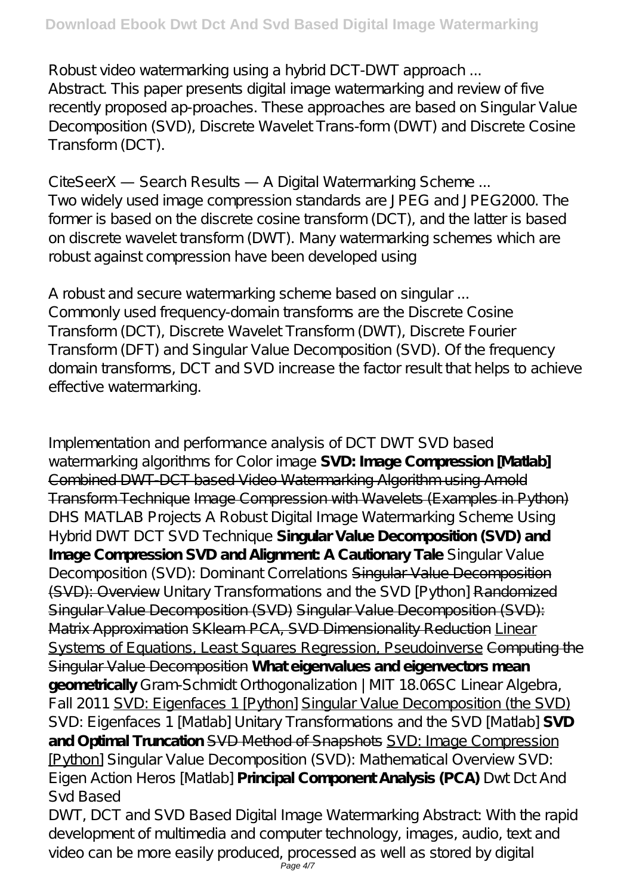*Robust video watermarking using a hybrid DCT-DWT approach ...*

Abstract. This paper presents digital image watermarking and review of five recently proposed ap-proaches. These approaches are based on Singular Value Decomposition (SVD), Discrete Wavelet Trans-form (DWT) and Discrete Cosine Transform (DCT).

*CiteSeerX — Search Results — A Digital Watermarking Scheme ...*

Two widely used image compression standards are JPEG and JPEG2000. The former is based on the discrete cosine transform (DCT), and the latter is based on discrete wavelet transform (DWT). Many watermarking schemes which are robust against compression have been developed using

*A robust and secure watermarking scheme based on singular ...*

Commonly used frequency-domain transforms are the Discrete Cosine Transform (DCT), Discrete Wavelet Transform (DWT), Discrete Fourier Transform (DFT) and Singular Value Decomposition (SVD). Of the frequency domain transforms, DCT and SVD increase the factor result that helps to achieve effective watermarking.

*Implementation and performance analysis of DCT DWT SVD based watermarking algorithms for Color image* **SVD: Image Compression [Matlab]** ~~Combined DWT-DCT based Video Watermarking Algorithm using Arnold Transform Technique~~ ~~Image Compression with Wavelets (Examples in Python)~~ *DHS MATLAB Projects A Robust Digital Image Watermarking Scheme Using Hybrid DWT DCT SVD Technique* **Singular Value Decomposition (SVD) and Image Compression** **SVD and Alignment: A Cautionary Tale** *Singular Value Decomposition (SVD): Dominant Correlations* ~~Singular Value Decomposition (SVD): Overview~~ *Unitary Transformations and the SVD [Python]* ~~Randomized Singular Value Decomposition (SVD)~~ ~~Singular Value Decomposition (SVD): Matrix Approximation~~ ~~SKlearn PCA, SVD Dimensionality Reduction~~ Linear Systems of Equations, Least Squares Regression, Pseudoinverse ~~Computing the Singular Value Decomposition~~ **What eigenvalues and eigenvectors mean geometrically** *Gram-Schmidt Orthogonalization | MIT 18.06SC Linear Algebra, Fall 2011* SVD: Eigenfaces 1 [Python] Singular Value Decomposition (the SVD) *SVD: Eigenfaces 1 [Matlab]* *Unitary Transformations and the SVD [Matlab]* **SVD and Optimal Truncation** ~~SVD Method of Snapshots~~ SVD: Image Compression [Python] *Singular Value Decomposition (SVD): Mathematical Overview* *SVD: Eigen Action Heros [Matlab]* **Principal Component Analysis (PCA)** *Dwt Dct And Svd Based*

DWT, DCT and SVD Based Digital Image Watermarking Abstract: With the rapid development of multimedia and computer technology, images, audio, text and video can be more easily produced, processed as well as stored by digital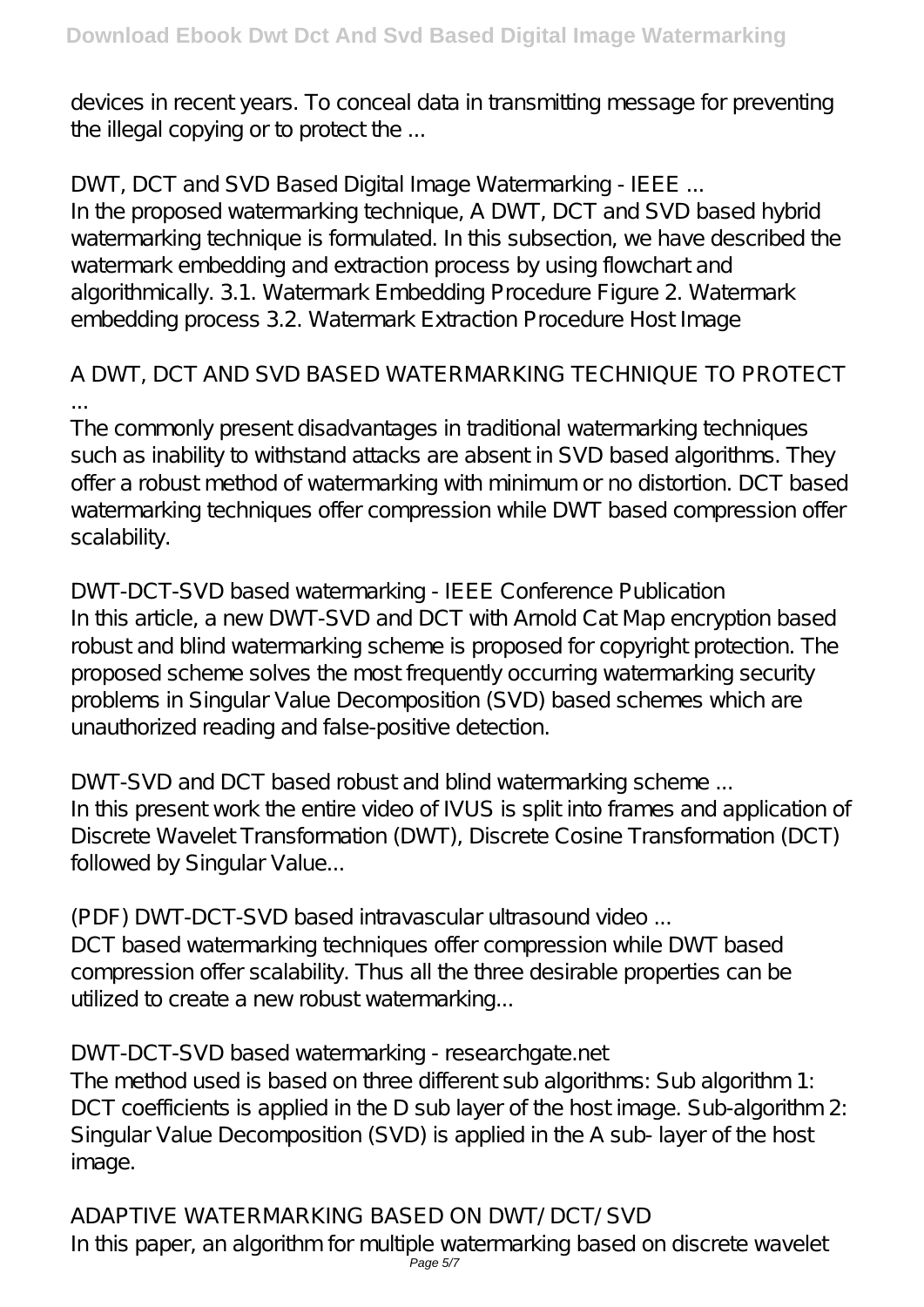devices in recent years. To conceal data in transmitting message for preventing the illegal copying or to protect the ...

## DWT, DCT and SVD Based Digital Image Watermarking - IEEE ...

In the proposed watermarking technique, A DWT, DCT and SVD based hybrid watermarking technique is formulated. In this subsection, we have described the watermark embedding and extraction process by using flowchart and algorithmically. 3.1. Watermark Embedding Procedure Figure 2. Watermark embedding process 3.2. Watermark Extraction Procedure Host Image

## A DWT, DCT AND SVD BASED WATERMARKING TECHNIQUE TO PROTECT ...

The commonly present disadvantages in traditional watermarking techniques such as inability to withstand attacks are absent in SVD based algorithms. They offer a robust method of watermarking with minimum or no distortion. DCT based watermarking techniques offer compression while DWT based compression offer scalability.

## DWT-DCT-SVD based watermarking - IEEE Conference Publication

In this article, a new DWT-SVD and DCT with Arnold Cat Map encryption based robust and blind watermarking scheme is proposed for copyright protection. The proposed scheme solves the most frequently occurring watermarking security problems in Singular Value Decomposition (SVD) based schemes which are unauthorized reading and false-positive detection.

## DWT-SVD and DCT based robust and blind watermarking scheme ...

In this present work the entire video of IVUS is split into frames and application of Discrete Wavelet Transformation (DWT), Discrete Cosine Transformation (DCT) followed by Singular Value...

## (PDF) DWT-DCT-SVD based intravascular ultrasound video ...

DCT based watermarking techniques offer compression while DWT based compression offer scalability. Thus all the three desirable properties can be utilized to create a new robust watermarking...

## DWT-DCT-SVD based watermarking - researchgate.net

The method used is based on three different sub algorithms: Sub algorithm 1: DCT coefficients is applied in the D sub layer of the host image. Sub-algorithm 2: Singular Value Decomposition (SVD) is applied in the A sub- layer of the host image.

## ADAPTIVE WATERMARKING BASED ON DWT/ DCT/ SVD

In this paper, an algorithm for multiple watermarking based on discrete wavelet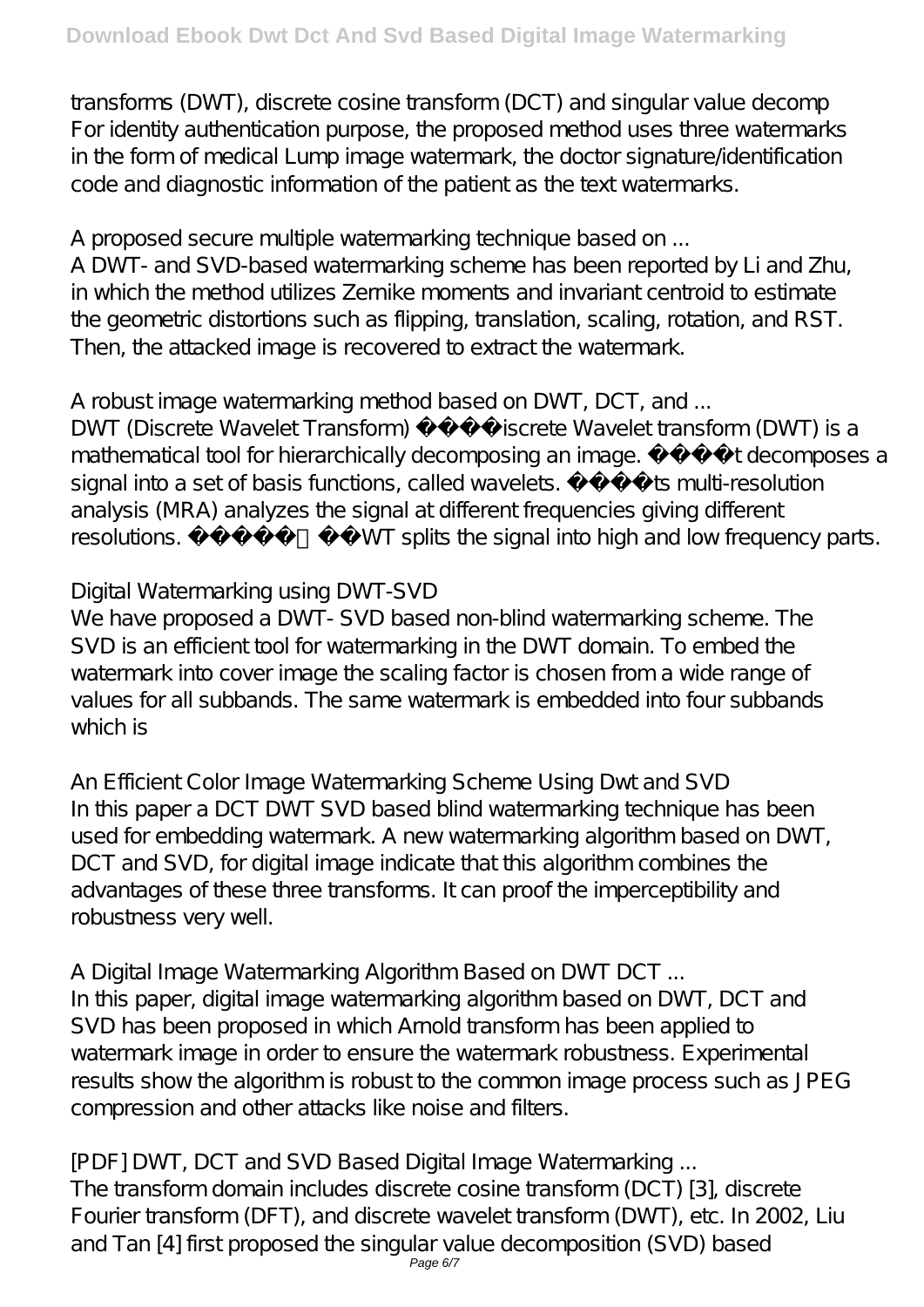transforms (DWT), discrete cosine transform (DCT) and singular value decomp For identity authentication purpose, the proposed method uses three watermarks in the form of medical Lump image watermark, the doctor signature/identification code and diagnostic information of the patient as the text watermarks.

*A proposed secure multiple watermarking technique based on ...*

A DWT- and SVD-based watermarking scheme has been reported by Li and Zhu, in which the method utilizes Zernike moments and invariant centroid to estimate the geometric distortions such as flipping, translation, scaling, rotation, and RST. Then, the attacked image is recovered to extract the watermark.

*A robust image watermarking method based on DWT, DCT, and ...*

DWT (Discrete Wavelet Transform) iscrete Wavelet transform (DWT) is a mathematical tool for hierarchically decomposing an image. t decomposes a signal into a set of basis functions, called wavelets. ts multi-resolution analysis (MRA) analyzes the signal at different frequencies giving different resolutions. WT splits the signal into high and low frequency parts.

*Digital Watermarking using DWT-SVD*

We have proposed a DWT- SVD based non-blind watermarking scheme. The SVD is an efficient tool for watermarking in the DWT domain. To embed the watermark into cover image the scaling factor is chosen from a wide range of values for all subbands. The same watermark is embedded into four subbands which is

*An Efficient Color Image Watermarking Scheme Using Dwt and SVD*

In this paper a DCT DWT SVD based blind watermarking technique has been used for embedding watermark. A new watermarking algorithm based on DWT, DCT and SVD, for digital image indicate that this algorithm combines the advantages of these three transforms. It can proof the imperceptibility and robustness very well.

*A Digital Image Watermarking Algorithm Based on DWT DCT ...*

In this paper, digital image watermarking algorithm based on DWT, DCT and SVD has been proposed in which Arnold transform has been applied to watermark image in order to ensure the watermark robustness. Experimental results show the algorithm is robust to the common image process such as JPEG compression and other attacks like noise and filters.

*[PDF] DWT, DCT and SVD Based Digital Image Watermarking ...*

The transform domain includes discrete cosine transform (DCT) [3], discrete Fourier transform (DFT), and discrete wavelet transform (DWT), etc. In 2002, Liu and Tan [4] first proposed the singular value decomposition (SVD) based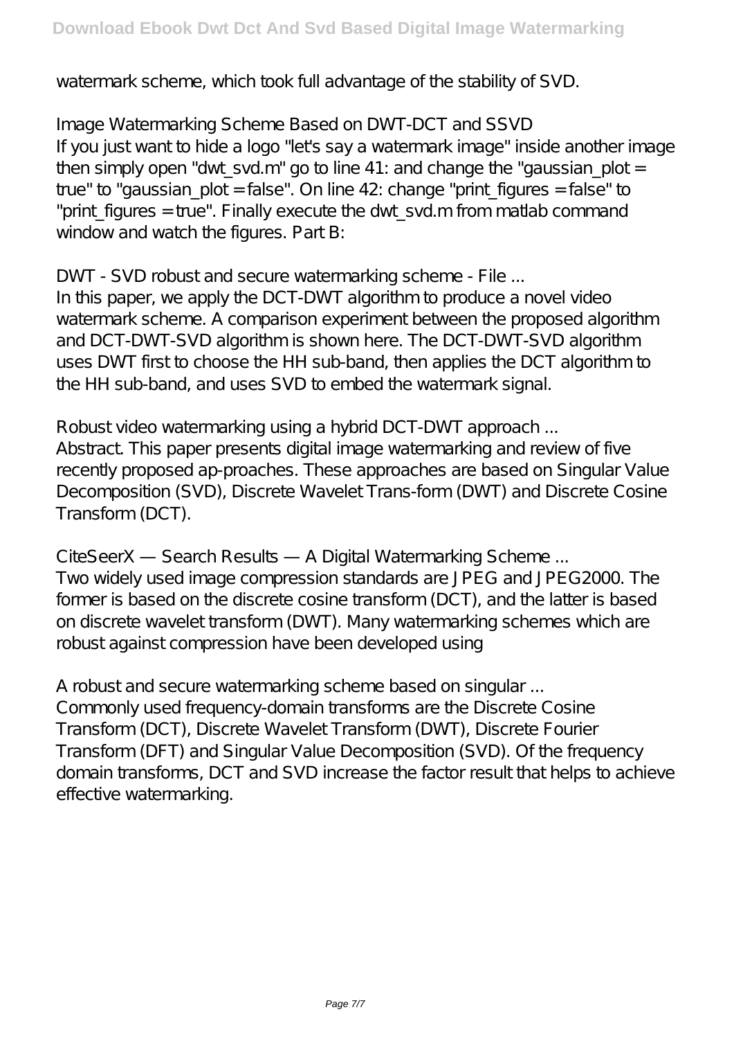watermark scheme, which took full advantage of the stability of SVD.

Image Watermarking Scheme Based on DWT-DCT and SSVD

If you just want to hide a logo "let's say a watermark image" inside another image then simply open "dwt_svd.m" go to line 41: and change the "gaussian_plot = true" to "gaussian_plot = false". On line 42: change "print_figures = false" to "print_figures = true". Finally execute the dwt_svd.m from matlab command window and watch the figures. Part B:

DWT - SVD robust and secure watermarking scheme - File ...

In this paper, we apply the DCT-DWT algorithm to produce a novel video watermark scheme. A comparison experiment between the proposed algorithm and DCT-DWT-SVD algorithm is shown here. The DCT-DWT-SVD algorithm uses DWT first to choose the HH sub-band, then applies the DCT algorithm to the HH sub-band, and uses SVD to embed the watermark signal.

Robust video watermarking using a hybrid DCT-DWT approach ...

Abstract. This paper presents digital image watermarking and review of five recently proposed ap-proaches. These approaches are based on Singular Value Decomposition (SVD), Discrete Wavelet Trans-form (DWT) and Discrete Cosine Transform (DCT).

CiteSeerX — Search Results — A Digital Watermarking Scheme ...

Two widely used image compression standards are JPEG and JPEG2000. The former is based on the discrete cosine transform (DCT), and the latter is based on discrete wavelet transform (DWT). Many watermarking schemes which are robust against compression have been developed using

A robust and secure watermarking scheme based on singular ...

Commonly used frequency-domain transforms are the Discrete Cosine Transform (DCT), Discrete Wavelet Transform (DWT), Discrete Fourier Transform (DFT) and Singular Value Decomposition (SVD). Of the frequency domain transforms, DCT and SVD increase the factor result that helps to achieve effective watermarking.